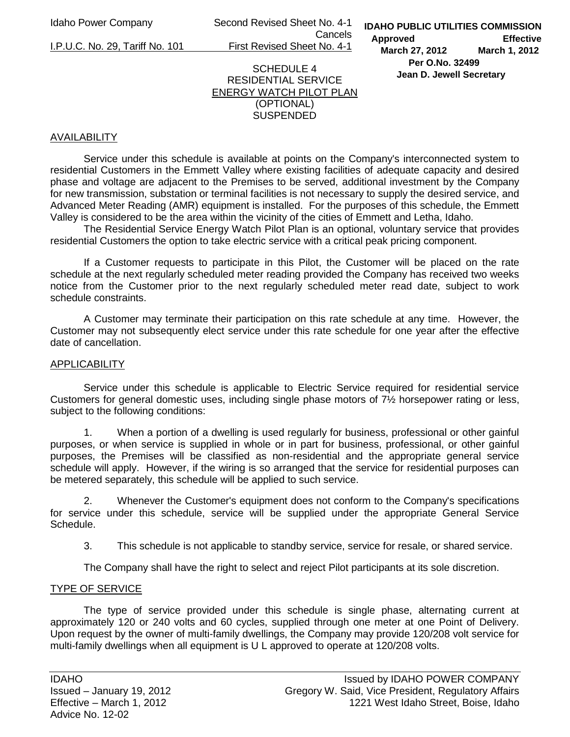Idaho Power Company | Second Revised Sheet No. 4-1 Cancels First Revised Sheet No. 4-1

I.P.U.C. No. 29, Tariff No. 101

**IDAHO PUBLIC UTILITIES COMMISSION**
**Approved March 27, 2012 Effective March 1, 2012**
**Per O.No. 32499**
**Jean D. Jewell Secretary**

# SCHEDULE 4
# RESIDENTIAL SERVICE
# ENERGY WATCH PILOT PLAN
# (OPTIONAL)
# SUSPENDED

## AVAILABILITY

Service under this schedule is available at points on the Company's interconnected system to residential Customers in the Emmett Valley where existing facilities of adequate capacity and desired phase and voltage are adjacent to the Premises to be served, additional investment by the Company for new transmission, substation or terminal facilities is not necessary to supply the desired service, and Advanced Meter Reading (AMR) equipment is installed. For the purposes of this schedule, the Emmett Valley is considered to be the area within the vicinity of the cities of Emmett and Letha, Idaho.

The Residential Service Energy Watch Pilot Plan is an optional, voluntary service that provides residential Customers the option to take electric service with a critical peak pricing component.

If a Customer requests to participate in this Pilot, the Customer will be placed on the rate schedule at the next regularly scheduled meter reading provided the Company has received two weeks notice from the Customer prior to the next regularly scheduled meter read date, subject to work schedule constraints.

A Customer may terminate their participation on this rate schedule at any time. However, the Customer may not subsequently elect service under this rate schedule for one year after the effective date of cancellation.

## APPLICABILITY

Service under this schedule is applicable to Electric Service required for residential service Customers for general domestic uses, including single phase motors of 7½ horsepower rating or less, subject to the following conditions:

1. When a portion of a dwelling is used regularly for business, professional or other gainful purposes, or when service is supplied in whole or in part for business, professional, or other gainful purposes, the Premises will be classified as non-residential and the appropriate general service schedule will apply. However, if the wiring is so arranged that the service for residential purposes can be metered separately, this schedule will be applied to such service.

2. Whenever the Customer's equipment does not conform to the Company's specifications for service under this schedule, service will be supplied under the appropriate General Service Schedule.

3. This schedule is not applicable to standby service, service for resale, or shared service.

The Company shall have the right to select and reject Pilot participants at its sole discretion.

## TYPE OF SERVICE

The type of service provided under this schedule is single phase, alternating current at approximately 120 or 240 volts and 60 cycles, supplied through one meter at one Point of Delivery. Upon request by the owner of multi-family dwellings, the Company may provide 120/208 volt service for multi-family dwellings when all equipment is U L approved to operate at 120/208 volts.

IDAHO
Issued – January 19, 2012
Effective – March 1, 2012
Advice No. 12-02

Issued by IDAHO POWER COMPANY
Gregory W. Said, Vice President, Regulatory Affairs
1221 West Idaho Street, Boise, Idaho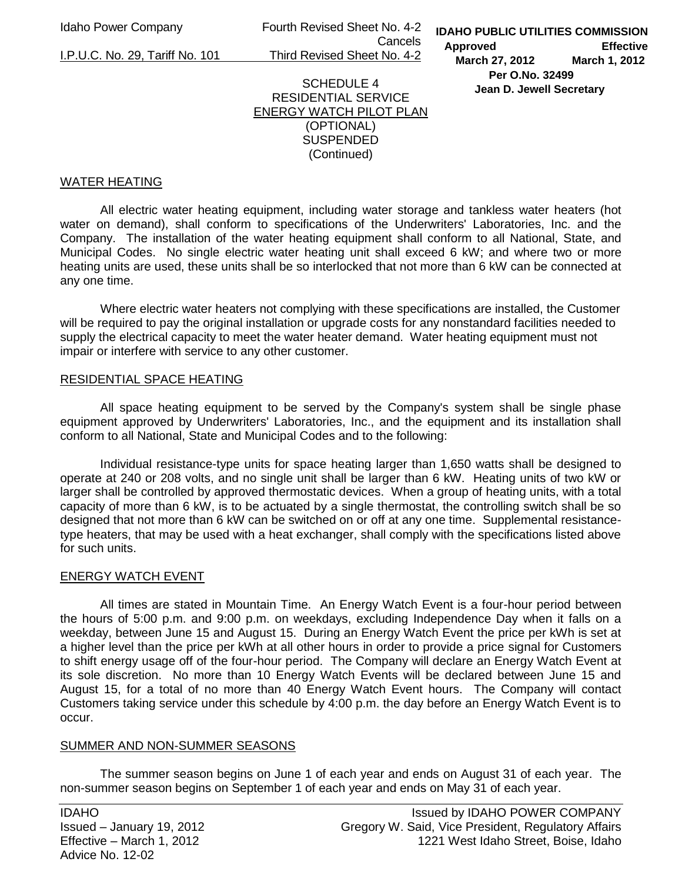SCHEDULE 4
RESIDENTIAL SERVICE
ENERGY WATCH PILOT PLAN
(OPTIONAL)
SUSPENDED
(Continued)

## WATER HEATING

All electric water heating equipment, including water storage and tankless water heaters (hot water on demand), shall conform to specifications of the Underwriters' Laboratories, Inc. and the Company. The installation of the water heating equipment shall conform to all National, State, and Municipal Codes. No single electric water heating unit shall exceed 6 kW; and where two or more heating units are used, these units shall be so interlocked that not more than 6 kW can be connected at any one time.

Where electric water heaters not complying with these specifications are installed, the Customer will be required to pay the original installation or upgrade costs for any nonstandard facilities needed to supply the electrical capacity to meet the water heater demand. Water heating equipment must not impair or interfere with service to any other customer.

## RESIDENTIAL SPACE HEATING

All space heating equipment to be served by the Company's system shall be single phase equipment approved by Underwriters' Laboratories, Inc., and the equipment and its installation shall conform to all National, State and Municipal Codes and to the following:

Individual resistance-type units for space heating larger than 1,650 watts shall be designed to operate at 240 or 208 volts, and no single unit shall be larger than 6 kW. Heating units of two kW or larger shall be controlled by approved thermostatic devices. When a group of heating units, with a total capacity of more than 6 kW, is to be actuated by a single thermostat, the controlling switch shall be so designed that not more than 6 kW can be switched on or off at any one time. Supplemental resistance-type heaters, that may be used with a heat exchanger, shall comply with the specifications listed above for such units.

## ENERGY WATCH EVENT

All times are stated in Mountain Time. An Energy Watch Event is a four-hour period between the hours of 5:00 p.m. and 9:00 p.m. on weekdays, excluding Independence Day when it falls on a weekday, between June 15 and August 15. During an Energy Watch Event the price per kWh is set at a higher level than the price per kWh at all other hours in order to provide a price signal for Customers to shift energy usage off of the four-hour period. The Company will declare an Energy Watch Event at its sole discretion. No more than 10 Energy Watch Events will be declared between June 15 and August 15, for a total of no more than 40 Energy Watch Event hours. The Company will contact Customers taking service under this schedule by 4:00 p.m. the day before an Energy Watch Event is to occur.

## SUMMER AND NON-SUMMER SEASONS

The summer season begins on June 1 of each year and ends on August 31 of each year. The non-summer season begins on September 1 of each year and ends on May 31 of each year.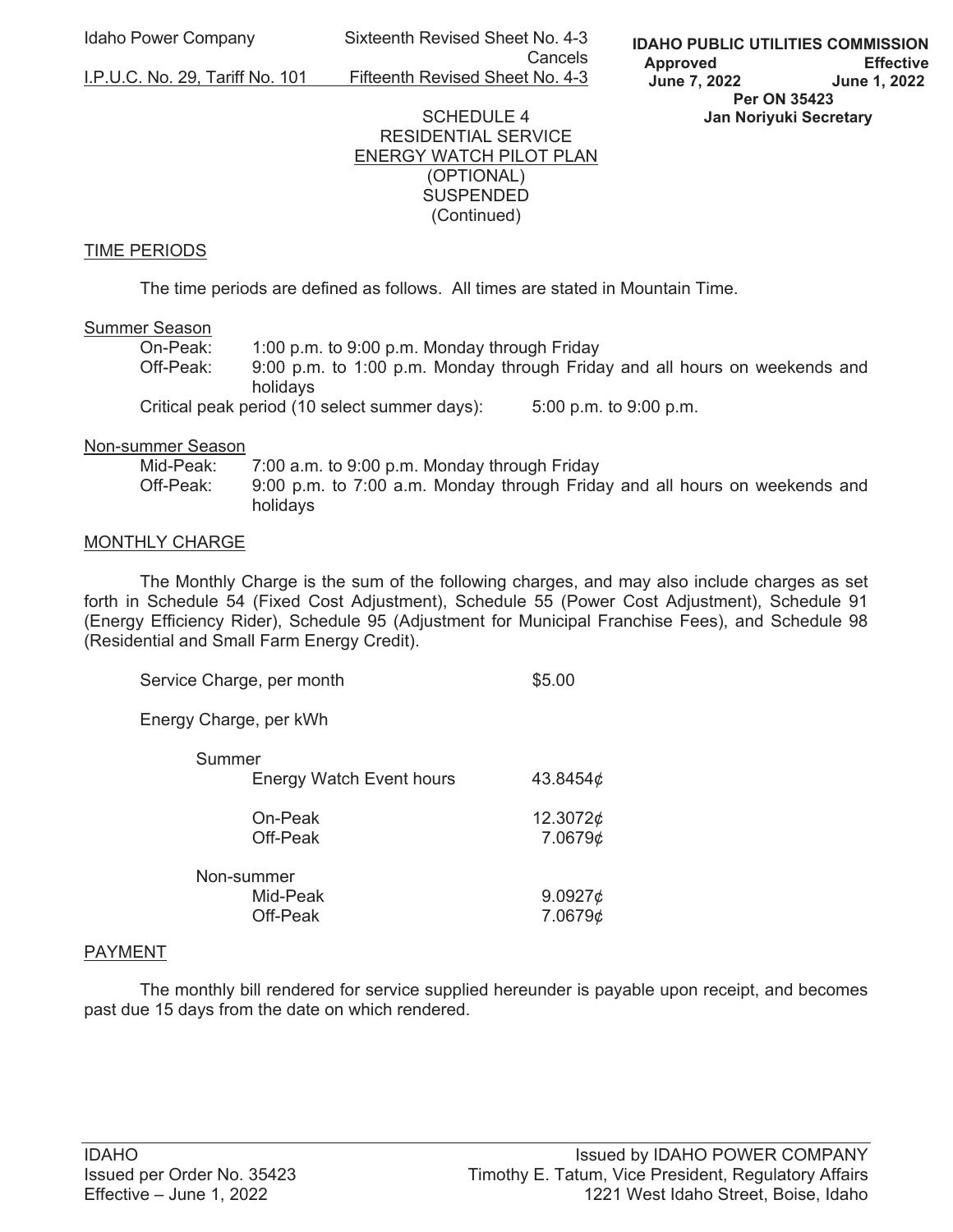Idaho Power Company — Sixteenth Revised Sheet No. 4-3, Cancels Fifteenth Revised Sheet No. 4-3

I.P.U.C. No. 29, Tariff No. 101

**IDAHO PUBLIC UTILITIES COMMISSION**
**Approved June 7, 2022 — Effective June 1, 2022**
**Per ON 35423**
**Jan Noriyuki Secretary**

SCHEDULE 4
RESIDENTIAL SERVICE
ENERGY WATCH PILOT PLAN
(OPTIONAL)
SUSPENDED
(Continued)

## TIME PERIODS

The time periods are defined as follows. All times are stated in Mountain Time.

### Summer Season

On-Peak: 1:00 p.m. to 9:00 p.m. Monday through Friday

Off-Peak: 9:00 p.m. to 1:00 p.m. Monday through Friday and all hours on weekends and holidays

Critical peak period (10 select summer days): 5:00 p.m. to 9:00 p.m.

### Non-summer Season

Mid-Peak: 7:00 a.m. to 9:00 p.m. Monday through Friday

Off-Peak: 9:00 p.m. to 7:00 a.m. Monday through Friday and all hours on weekends and holidays

## MONTHLY CHARGE

The Monthly Charge is the sum of the following charges, and may also include charges as set forth in Schedule 54 (Fixed Cost Adjustment), Schedule 55 (Power Cost Adjustment), Schedule 91 (Energy Efficiency Rider), Schedule 95 (Adjustment for Municipal Franchise Fees), and Schedule 98 (Residential and Small Farm Energy Credit).

| | |
|---|---|
| Service Charge, per month | \$5.00 |
| Energy Charge, per kWh | |
| Summer | |
| Energy Watch Event hours | 43.8454¢ |
| On-Peak | 12.3072¢ |
| Off-Peak | 7.0679¢ |
| Non-summer | |
| Mid-Peak | 9.0927¢ |
| Off-Peak | 7.0679¢ |

## PAYMENT

The monthly bill rendered for service supplied hereunder is payable upon receipt, and becomes past due 15 days from the date on which rendered.

IDAHO
Issued per Order No. 35423
Effective – June 1, 2022

Issued by IDAHO POWER COMPANY
Timothy E. Tatum, Vice President, Regulatory Affairs
1221 West Idaho Street, Boise, Idaho